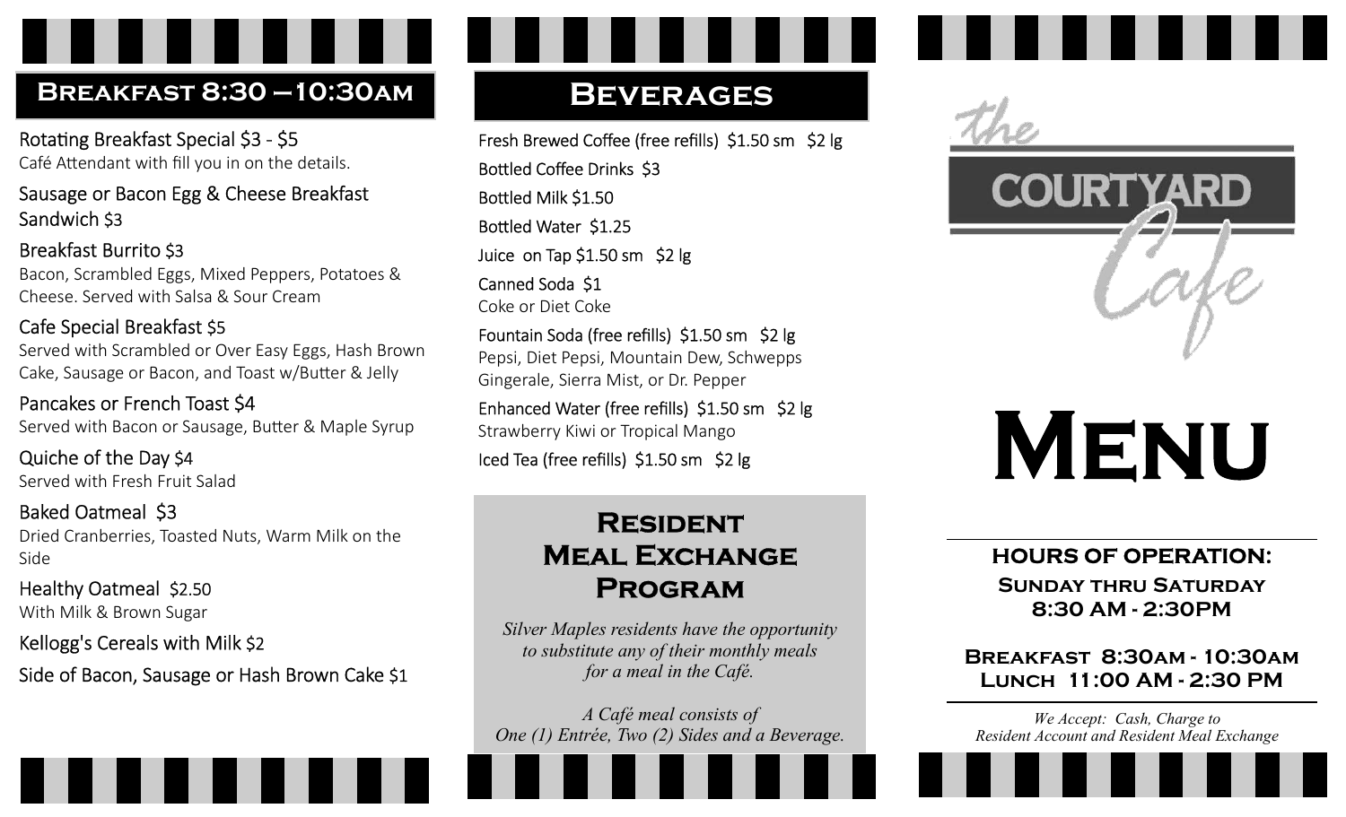## Breakfast 8:30 – 10:30am

Rotating Breakfast Special $3 - $5
Café Attendant with fill you in on the details.

Sausage or Bacon Egg & Cheese Breakfast Sandwich $3

Breakfast Burrito $3
Bacon, Scrambled Eggs, Mixed Peppers, Potatoes & Cheese. Served with Salsa & Sour Cream

Cafe Special Breakfast $5
Served with Scrambled or Over Easy Eggs, Hash Brown Cake, Sausage or Bacon, and Toast w/Butter & Jelly

Pancakes or French Toast $4
Served with Bacon or Sausage, Butter & Maple Syrup

Quiche of the Day $4
Served with Fresh Fruit Salad

Baked Oatmeal $3
Dried Cranberries, Toasted Nuts, Warm Milk on the Side

Healthy Oatmeal $2.50
With Milk & Brown Sugar

Kellogg's Cereals with Milk $2

Side of Bacon, Sausage or Hash Brown Cake $1

## Beverages

Fresh Brewed Coffee (free refills) $1.50 sm $2 lg

Bottled Coffee Drinks $3

Bottled Milk $1.50

Bottled Water $1.25

Juice on Tap $1.50 sm $2 lg

Canned Soda $1
Coke or Diet Coke

Fountain Soda (free refills) $1.50 sm $2 lg
Pepsi, Diet Pepsi, Mountain Dew, Schwepps Gingerale, Sierra Mist, or Dr. Pepper

Enhanced Water (free refills) $1.50 sm $2 lg
Strawberry Kiwi or Tropical Mango

Iced Tea (free refills) $1.50 sm $2 lg

## Resident Meal Exchange Program

*Silver Maples residents have the opportunity to substitute any of their monthly meals for a meal in the Café.*

*A Café meal consists of One (1) Entrée, Two (2) Sides and a Beverage.*

# the Courtyard Cafe

# Menu

**HOURS OF OPERATION:**

**Sunday thru Saturday**
**8:30 AM - 2:30PM**

**Breakfast 8:30am - 10:30am**
**Lunch 11:00 AM - 2:30 PM**

*We Accept: Cash, Charge to Resident Account and Resident Meal Exchange*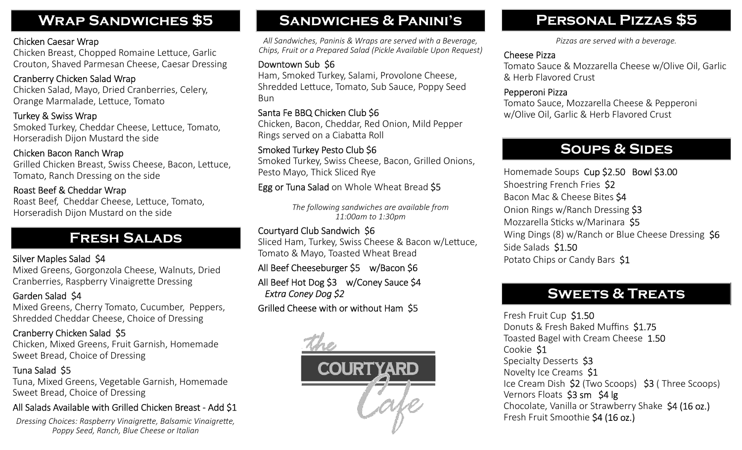## Wrap Sandwiches $5

**Chicken Caesar Wrap**
Chicken Breast, Chopped Romaine Lettuce, Garlic Crouton, Shaved Parmesan Cheese, Caesar Dressing

**Cranberry Chicken Salad Wrap**
Chicken Salad, Mayo, Dried Cranberries, Celery, Orange Marmalade, Lettuce, Tomato

**Turkey & Swiss Wrap**
Smoked Turkey, Cheddar Cheese, Lettuce, Tomato, Horseradish Dijon Mustard the side

**Chicken Bacon Ranch Wrap**
Grilled Chicken Breast, Swiss Cheese, Bacon, Lettuce, Tomato, Ranch Dressing on the side

**Roast Beef & Cheddar Wrap**
Roast Beef, Cheddar Cheese, Lettuce, Tomato, Horseradish Dijon Mustard on the side

## Fresh Salads

**Silver Maples Salad $4**
Mixed Greens, Gorgonzola Cheese, Walnuts, Dried Cranberries, Raspberry Vinaigrette Dressing

**Garden Salad $4**
Mixed Greens, Cherry Tomato, Cucumber, Peppers, Shredded Cheddar Cheese, Choice of Dressing

**Cranberry Chicken Salad $5**
Chicken, Mixed Greens, Fruit Garnish, Homemade Sweet Bread, Choice of Dressing

**Tuna Salad $5**
Tuna, Mixed Greens, Vegetable Garnish, Homemade Sweet Bread, Choice of Dressing

All Salads Available with Grilled Chicken Breast - Add $1

*Dressing Choices: Raspberry Vinaigrette, Balsamic Vinaigrette, Poppy Seed, Ranch, Blue Cheese or Italian*

## Sandwiches & Panini's

*All Sandwiches, Paninis & Wraps are served with a Beverage, Chips, Fruit or a Prepared Salad (Pickle Available Upon Request)*

**Downtown Sub $6**
Ham, Smoked Turkey, Salami, Provolone Cheese, Shredded Lettuce, Tomato, Sub Sauce, Poppy Seed Bun

**Santa Fe BBQ Chicken Club $6**
Chicken, Bacon, Cheddar, Red Onion, Mild Pepper Rings served on a Ciabatta Roll

**Smoked Turkey Pesto Club $6**
Smoked Turkey, Swiss Cheese, Bacon, Grilled Onions, Pesto Mayo, Thick Sliced Rye

**Egg or Tuna Salad** on Whole Wheat Bread $5

*The following sandwiches are available from 11:00am to 1:30pm*

**Courtyard Club Sandwich $6**
Sliced Ham, Turkey, Swiss Cheese & Bacon w/Lettuce, Tomato & Mayo, Toasted Wheat Bread

All Beef Cheeseburger $5 w/Bacon $6

All Beef Hot Dog $3 w/Coney Sauce $4
*Extra Coney Dog $2*

Grilled Cheese with or without Ham $5

the COURTYARD Cafe

## Personal Pizzas $5

*Pizzas are served with a beverage.*

**Cheese Pizza**
Tomato Sauce & Mozzarella Cheese w/Olive Oil, Garlic & Herb Flavored Crust

**Pepperoni Pizza**
Tomato Sauce, Mozzarella Cheese & Pepperoni w/Olive Oil, Garlic & Herb Flavored Crust

## Soups & Sides

Homemade Soups Cup $2.50 Bowl $3.00
Shoestring French Fries $2
Bacon Mac & Cheese Bites $4
Onion Rings w/Ranch Dressing $3
Mozzarella Sticks w/Marinara $5
Wing Dings (8) w/Ranch or Blue Cheese Dressing $6
Side Salads $1.50
Potato Chips or Candy Bars $1

## Sweets & Treats

Fresh Fruit Cup $1.50
Donuts & Fresh Baked Muffins $1.75
Toasted Bagel with Cream Cheese 1.50
Cookie $1
Specialty Desserts $3
Novelty Ice Creams $1
Ice Cream Dish $2 (Two Scoops) $3 ( Three Scoops)
Vernors Floats $3 sm $4 lg
Chocolate, Vanilla or Strawberry Shake $4 (16 oz.)
Fresh Fruit Smoothie $4 (16 oz.)